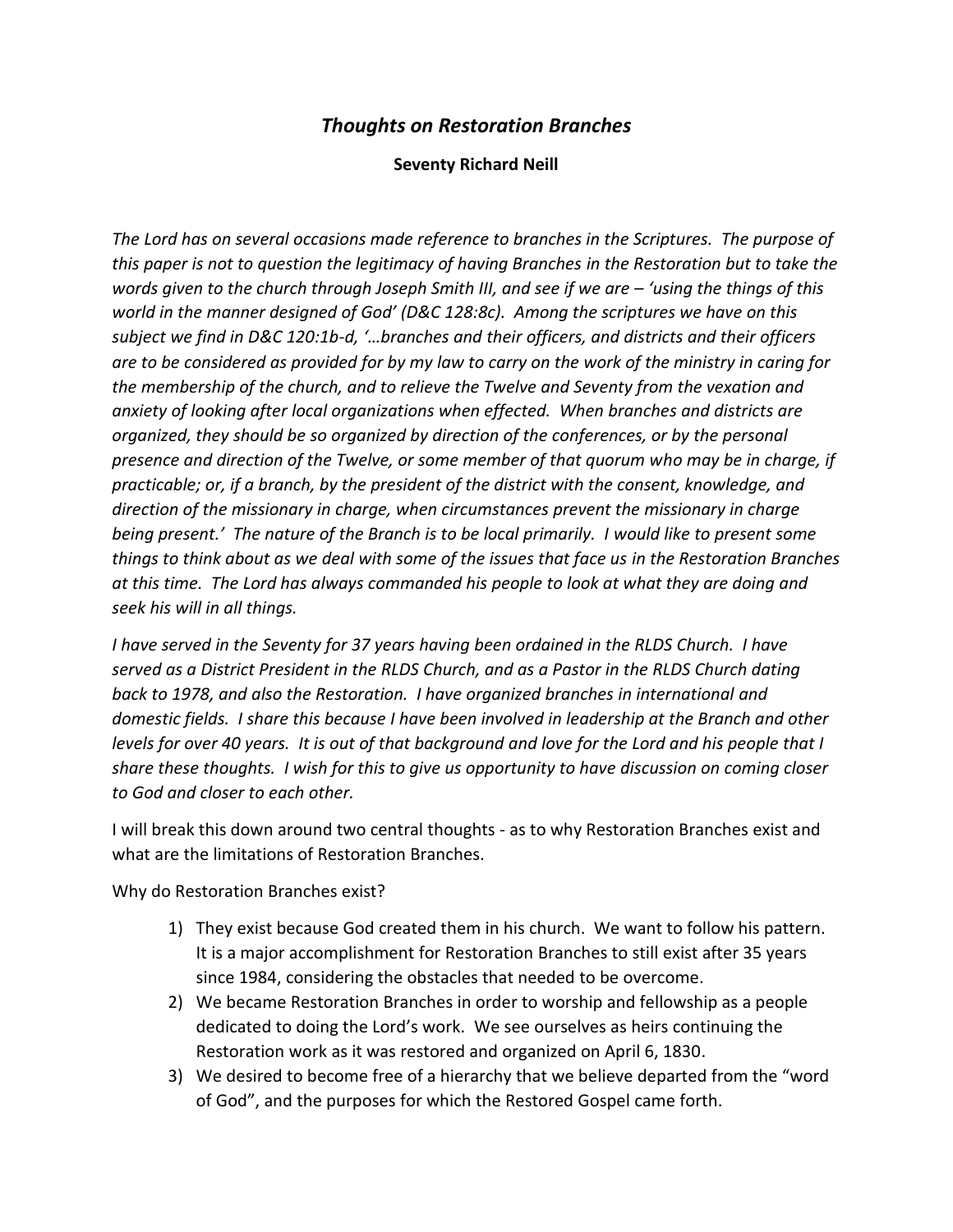# *Thoughts on Restoration Branches*

**Seventy Richard Neill**

*The Lord has on several occasions made reference to branches in the Scriptures. The purpose of this paper is not to question the legitimacy of having Branches in the Restoration but to take the words given to the church through Joseph Smith III, and see if we are – 'using the things of this world in the manner designed of God' (D&C 128:8c). Among the scriptures we have on this subject we find in D&C 120:1b-d, '…branches and their officers, and districts and their officers are to be considered as provided for by my law to carry on the work of the ministry in caring for the membership of the church, and to relieve the Twelve and Seventy from the vexation and anxiety of looking after local organizations when effected. When branches and districts are organized, they should be so organized by direction of the conferences, or by the personal presence and direction of the Twelve, or some member of that quorum who may be in charge, if practicable; or, if a branch, by the president of the district with the consent, knowledge, and direction of the missionary in charge, when circumstances prevent the missionary in charge being present.' The nature of the Branch is to be local primarily. I would like to present some things to think about as we deal with some of the issues that face us in the Restoration Branches at this time. The Lord has always commanded his people to look at what they are doing and seek his will in all things.*

*I have served in the Seventy for 37 years having been ordained in the RLDS Church. I have served as a District President in the RLDS Church, and as a Pastor in the RLDS Church dating back to 1978, and also the Restoration. I have organized branches in international and domestic fields. I share this because I have been involved in leadership at the Branch and other levels for over 40 years. It is out of that background and love for the Lord and his people that I share these thoughts. I wish for this to give us opportunity to have discussion on coming closer to God and closer to each other.*

I will break this down around two central thoughts - as to why Restoration Branches exist and what are the limitations of Restoration Branches.

Why do Restoration Branches exist?

1) They exist because God created them in his church. We want to follow his pattern. It is a major accomplishment for Restoration Branches to still exist after 35 years since 1984, considering the obstacles that needed to be overcome.
2) We became Restoration Branches in order to worship and fellowship as a people dedicated to doing the Lord's work. We see ourselves as heirs continuing the Restoration work as it was restored and organized on April 6, 1830.
3) We desired to become free of a hierarchy that we believe departed from the "word of God", and the purposes for which the Restored Gospel came forth.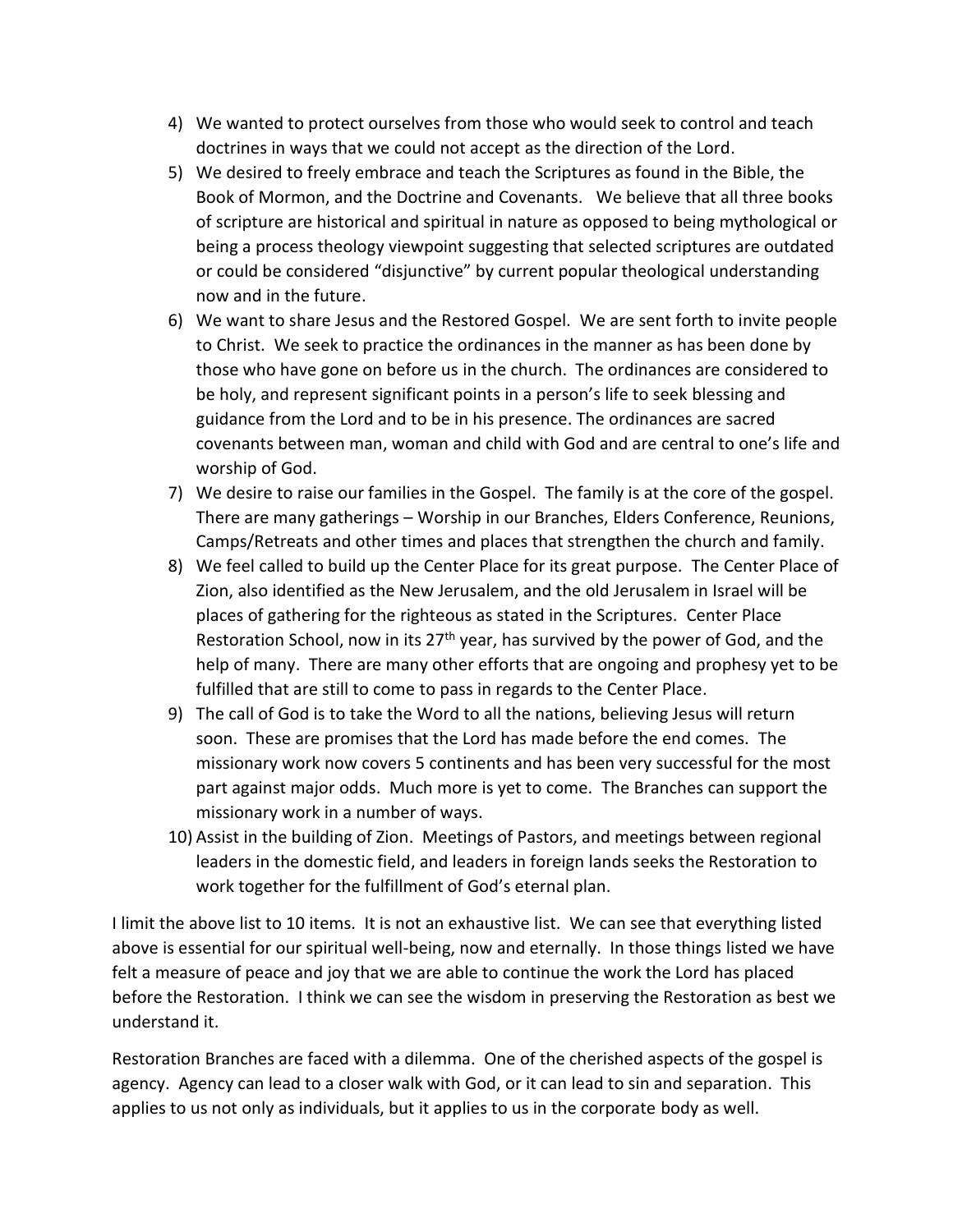4) We wanted to protect ourselves from those who would seek to control and teach doctrines in ways that we could not accept as the direction of the Lord.
5) We desired to freely embrace and teach the Scriptures as found in the Bible, the Book of Mormon, and the Doctrine and Covenants. We believe that all three books of scripture are historical and spiritual in nature as opposed to being mythological or being a process theology viewpoint suggesting that selected scriptures are outdated or could be considered "disjunctive" by current popular theological understanding now and in the future.
6) We want to share Jesus and the Restored Gospel. We are sent forth to invite people to Christ. We seek to practice the ordinances in the manner as has been done by those who have gone on before us in the church. The ordinances are considered to be holy, and represent significant points in a person's life to seek blessing and guidance from the Lord and to be in his presence. The ordinances are sacred covenants between man, woman and child with God and are central to one's life and worship of God.
7) We desire to raise our families in the Gospel. The family is at the core of the gospel. There are many gatherings – Worship in our Branches, Elders Conference, Reunions, Camps/Retreats and other times and places that strengthen the church and family.
8) We feel called to build up the Center Place for its great purpose. The Center Place of Zion, also identified as the New Jerusalem, and the old Jerusalem in Israel will be places of gathering for the righteous as stated in the Scriptures. Center Place Restoration School, now in its 27th year, has survived by the power of God, and the help of many. There are many other efforts that are ongoing and prophesy yet to be fulfilled that are still to come to pass in regards to the Center Place.
9) The call of God is to take the Word to all the nations, believing Jesus will return soon. These are promises that the Lord has made before the end comes. The missionary work now covers 5 continents and has been very successful for the most part against major odds. Much more is yet to come. The Branches can support the missionary work in a number of ways.
10) Assist in the building of Zion. Meetings of Pastors, and meetings between regional leaders in the domestic field, and leaders in foreign lands seeks the Restoration to work together for the fulfillment of God's eternal plan.

I limit the above list to 10 items. It is not an exhaustive list. We can see that everything listed above is essential for our spiritual well-being, now and eternally. In those things listed we have felt a measure of peace and joy that we are able to continue the work the Lord has placed before the Restoration. I think we can see the wisdom in preserving the Restoration as best we understand it.

Restoration Branches are faced with a dilemma. One of the cherished aspects of the gospel is agency. Agency can lead to a closer walk with God, or it can lead to sin and separation. This applies to us not only as individuals, but it applies to us in the corporate body as well.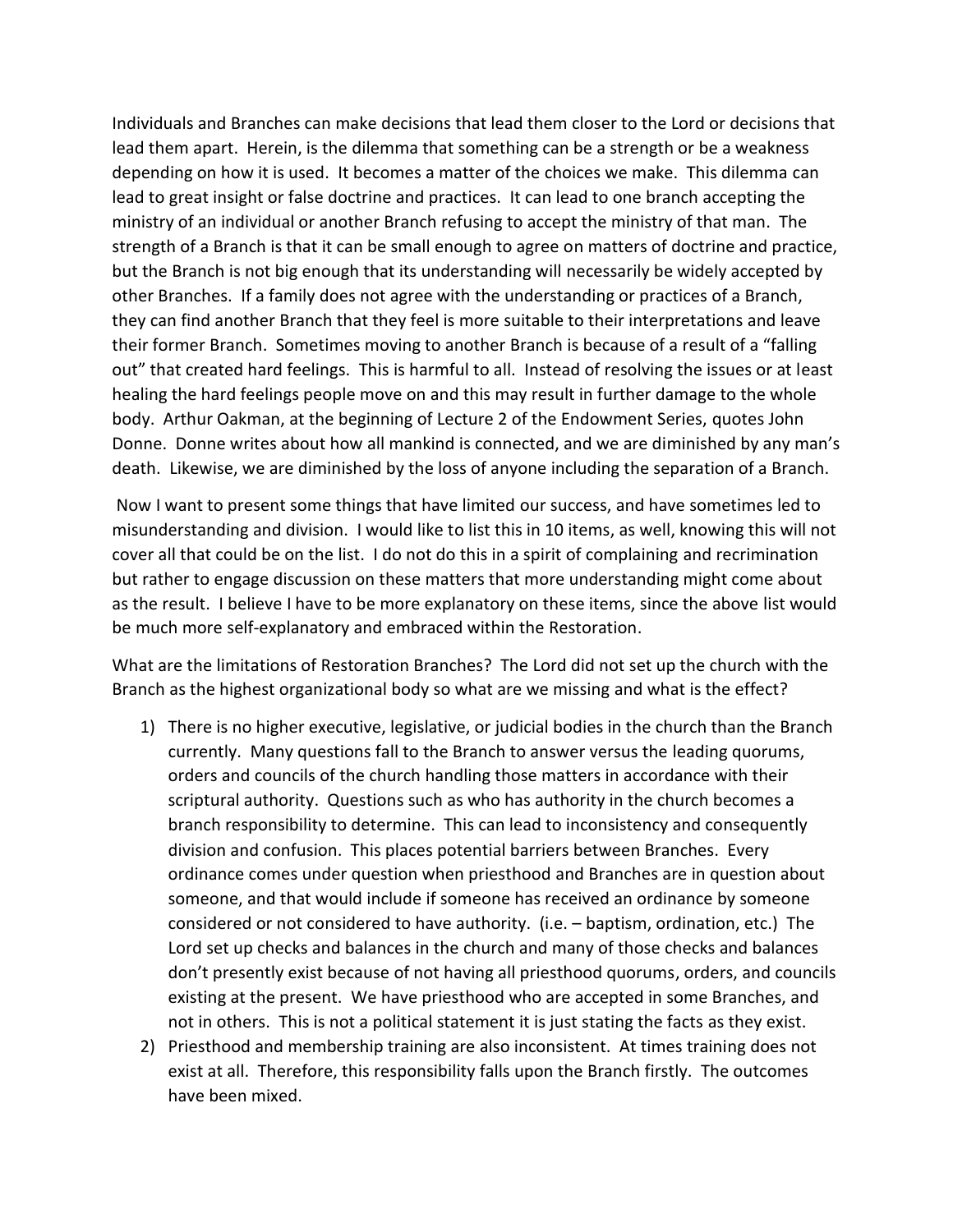Individuals and Branches can make decisions that lead them closer to the Lord or decisions that lead them apart. Herein, is the dilemma that something can be a strength or be a weakness depending on how it is used. It becomes a matter of the choices we make. This dilemma can lead to great insight or false doctrine and practices. It can lead to one branch accepting the ministry of an individual or another Branch refusing to accept the ministry of that man. The strength of a Branch is that it can be small enough to agree on matters of doctrine and practice, but the Branch is not big enough that its understanding will necessarily be widely accepted by other Branches. If a family does not agree with the understanding or practices of a Branch, they can find another Branch that they feel is more suitable to their interpretations and leave their former Branch. Sometimes moving to another Branch is because of a result of a "falling out" that created hard feelings. This is harmful to all. Instead of resolving the issues or at least healing the hard feelings people move on and this may result in further damage to the whole body. Arthur Oakman, at the beginning of Lecture 2 of the Endowment Series, quotes John Donne. Donne writes about how all mankind is connected, and we are diminished by any man's death. Likewise, we are diminished by the loss of anyone including the separation of a Branch.

Now I want to present some things that have limited our success, and have sometimes led to misunderstanding and division. I would like to list this in 10 items, as well, knowing this will not cover all that could be on the list. I do not do this in a spirit of complaining and recrimination but rather to engage discussion on these matters that more understanding might come about as the result. I believe I have to be more explanatory on these items, since the above list would be much more self-explanatory and embraced within the Restoration.

What are the limitations of Restoration Branches? The Lord did not set up the church with the Branch as the highest organizational body so what are we missing and what is the effect?

1) There is no higher executive, legislative, or judicial bodies in the church than the Branch currently. Many questions fall to the Branch to answer versus the leading quorums, orders and councils of the church handling those matters in accordance with their scriptural authority. Questions such as who has authority in the church becomes a branch responsibility to determine. This can lead to inconsistency and consequently division and confusion. This places potential barriers between Branches. Every ordinance comes under question when priesthood and Branches are in question about someone, and that would include if someone has received an ordinance by someone considered or not considered to have authority. (i.e. – baptism, ordination, etc.) The Lord set up checks and balances in the church and many of those checks and balances don't presently exist because of not having all priesthood quorums, orders, and councils existing at the present. We have priesthood who are accepted in some Branches, and not in others. This is not a political statement it is just stating the facts as they exist.
2) Priesthood and membership training are also inconsistent. At times training does not exist at all. Therefore, this responsibility falls upon the Branch firstly. The outcomes have been mixed.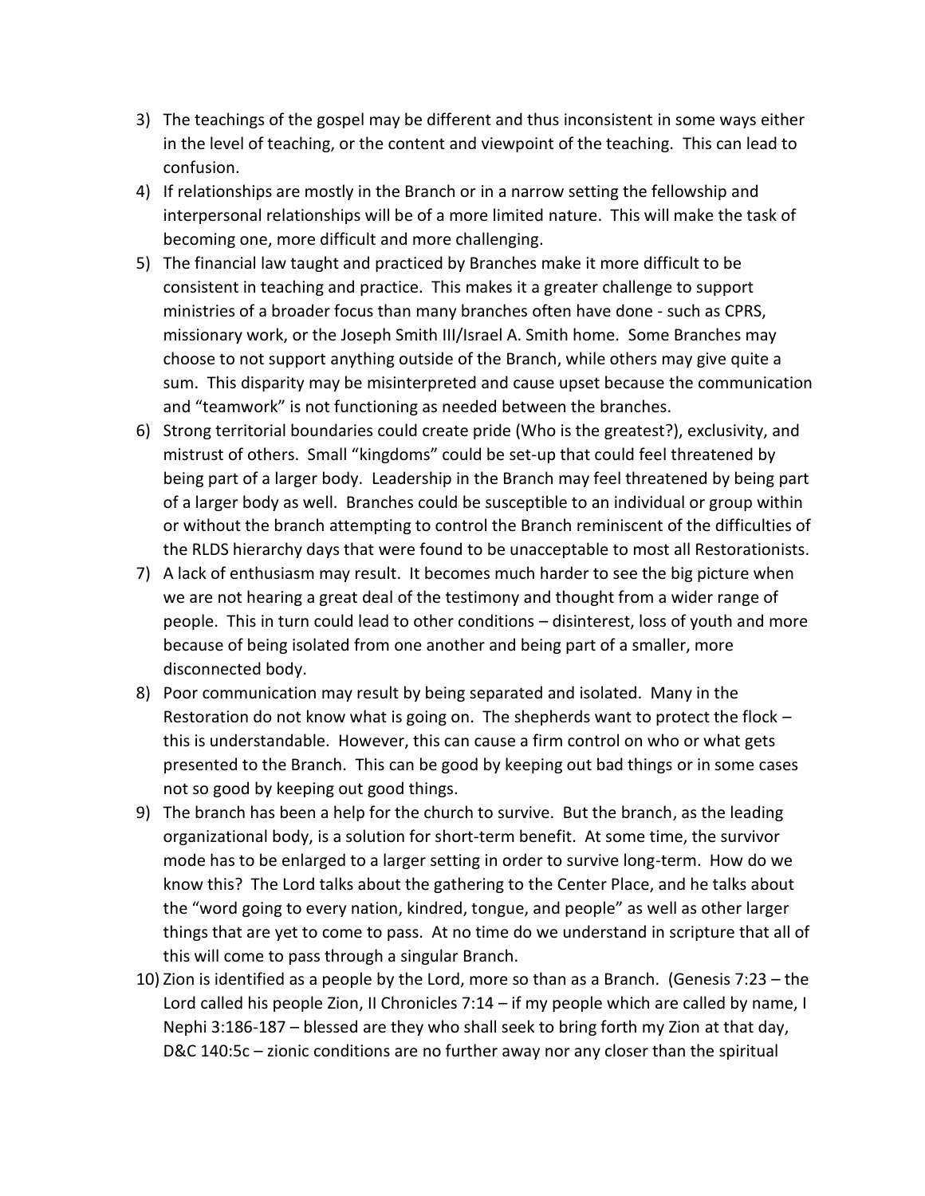3) The teachings of the gospel may be different and thus inconsistent in some ways either in the level of teaching, or the content and viewpoint of the teaching. This can lead to confusion.
4) If relationships are mostly in the Branch or in a narrow setting the fellowship and interpersonal relationships will be of a more limited nature. This will make the task of becoming one, more difficult and more challenging.
5) The financial law taught and practiced by Branches make it more difficult to be consistent in teaching and practice. This makes it a greater challenge to support ministries of a broader focus than many branches often have done - such as CPRS, missionary work, or the Joseph Smith III/Israel A. Smith home. Some Branches may choose to not support anything outside of the Branch, while others may give quite a sum. This disparity may be misinterpreted and cause upset because the communication and "teamwork" is not functioning as needed between the branches.
6) Strong territorial boundaries could create pride (Who is the greatest?), exclusivity, and mistrust of others. Small "kingdoms" could be set-up that could feel threatened by being part of a larger body. Leadership in the Branch may feel threatened by being part of a larger body as well. Branches could be susceptible to an individual or group within or without the branch attempting to control the Branch reminiscent of the difficulties of the RLDS hierarchy days that were found to be unacceptable to most all Restorationists.
7) A lack of enthusiasm may result. It becomes much harder to see the big picture when we are not hearing a great deal of the testimony and thought from a wider range of people. This in turn could lead to other conditions – disinterest, loss of youth and more because of being isolated from one another and being part of a smaller, more disconnected body.
8) Poor communication may result by being separated and isolated. Many in the Restoration do not know what is going on. The shepherds want to protect the flock – this is understandable. However, this can cause a firm control on who or what gets presented to the Branch. This can be good by keeping out bad things or in some cases not so good by keeping out good things.
9) The branch has been a help for the church to survive. But the branch, as the leading organizational body, is a solution for short-term benefit. At some time, the survivor mode has to be enlarged to a larger setting in order to survive long-term. How do we know this? The Lord talks about the gathering to the Center Place, and he talks about the "word going to every nation, kindred, tongue, and people" as well as other larger things that are yet to come to pass. At no time do we understand in scripture that all of this will come to pass through a singular Branch.
10) Zion is identified as a people by the Lord, more so than as a Branch. (Genesis 7:23 – the Lord called his people Zion, II Chronicles 7:14 – if my people which are called by name, I Nephi 3:186-187 – blessed are they who shall seek to bring forth my Zion at that day, D&C 140:5c – zionic conditions are no further away nor any closer than the spiritual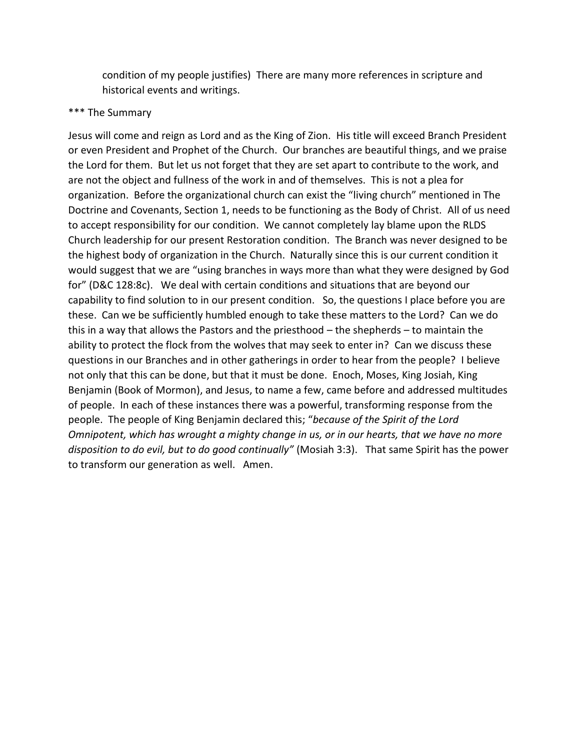condition of my people justifies)  There are many more references in scripture and historical events and writings.

*** The Summary

Jesus will come and reign as Lord and as the King of Zion. His title will exceed Branch President or even President and Prophet of the Church. Our branches are beautiful things, and we praise the Lord for them. But let us not forget that they are set apart to contribute to the work, and are not the object and fullness of the work in and of themselves. This is not a plea for organization. Before the organizational church can exist the "living church" mentioned in The Doctrine and Covenants, Section 1, needs to be functioning as the Body of Christ. All of us need to accept responsibility for our condition. We cannot completely lay blame upon the RLDS Church leadership for our present Restoration condition. The Branch was never designed to be the highest body of organization in the Church. Naturally since this is our current condition it would suggest that we are "using branches in ways more than what they were designed by God for" (D&C 128:8c). We deal with certain conditions and situations that are beyond our capability to find solution to in our present condition. So, the questions I place before you are these. Can we be sufficiently humbled enough to take these matters to the Lord? Can we do this in a way that allows the Pastors and the priesthood – the shepherds – to maintain the ability to protect the flock from the wolves that may seek to enter in? Can we discuss these questions in our Branches and in other gatherings in order to hear from the people? I believe not only that this can be done, but that it must be done. Enoch, Moses, King Josiah, King Benjamin (Book of Mormon), and Jesus, to name a few, came before and addressed multitudes of people. In each of these instances there was a powerful, transforming response from the people. The people of King Benjamin declared this; "*because of the Spirit of the Lord Omnipotent, which has wrought a mighty change in us, or in our hearts, that we have no more disposition to do evil, but to do good continually"* (Mosiah 3:3). That same Spirit has the power to transform our generation as well. Amen.